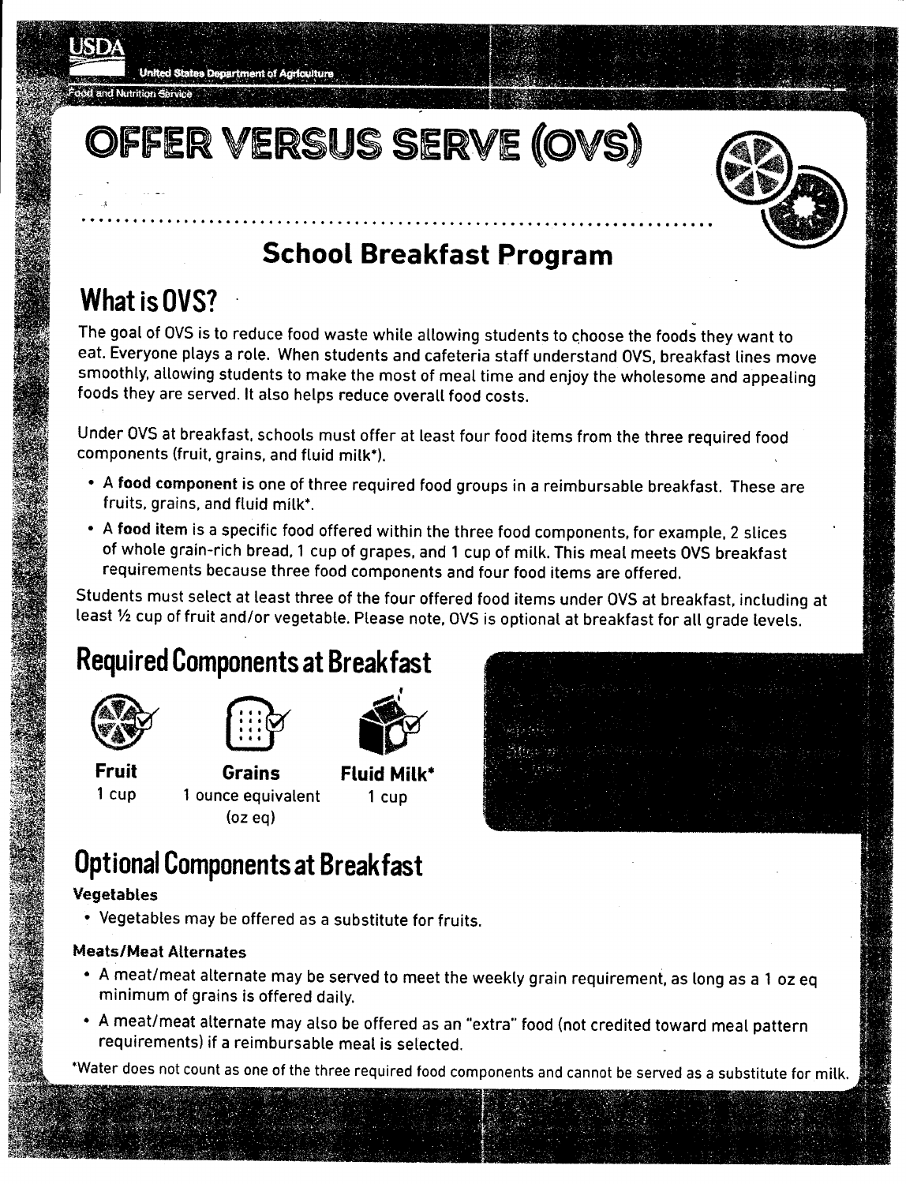USDA

United States Department of Agriculture

Food and Nutrition Service

# OFFER VERSUS SERVE (OVS)

## School Breakfast Program

## What is OVS?

The goal of OVS is to reduce food waste while allowing students to choose the foods they want to eat. Everyone plays a role. When students and cafeteria staff understand OVS, breakfast lines move smoothly, allowing students to make the most of meal time and enjoy the wholesome and appealing foods they are served. It also helps reduce overall food costs.

Under OVS at breakfast, schools must offer at least four food items from the three required food components (fruit, grains, and fluid milk*).

- A **food component** is one of three required food groups in a reimbursable breakfast. These are fruits, grains, and fluid milk*.
- A **food item** is a specific food offered within the three food components, for example, 2 slices of whole grain-rich bread, 1 cup of grapes, and 1 cup of milk. This meal meets OVS breakfast requirements because three food components and four food items are offered.

Students must select at least three of the four offered food items under OVS at breakfast, including at least ½ cup of fruit and/or vegetable. Please note, OVS is optional at breakfast for all grade levels.

## Required Components at Breakfast

**Fruit**
1 cup

**Grains**
1 ounce equivalent (oz eq)

**Fluid Milk***
1 cup

## Optional Components at Breakfast

**Vegetables**

- Vegetables may be offered as a substitute for fruits.

**Meats/Meat Alternates**

- A meat/meat alternate may be served to meet the weekly grain requirement, as long as a 1 oz eq minimum of grains is offered daily.
- A meat/meat alternate may also be offered as an "extra" food (not credited toward meal pattern requirements) if a reimbursable meal is selected.

*Water does not count as one of the three required food components and cannot be served as a substitute for milk.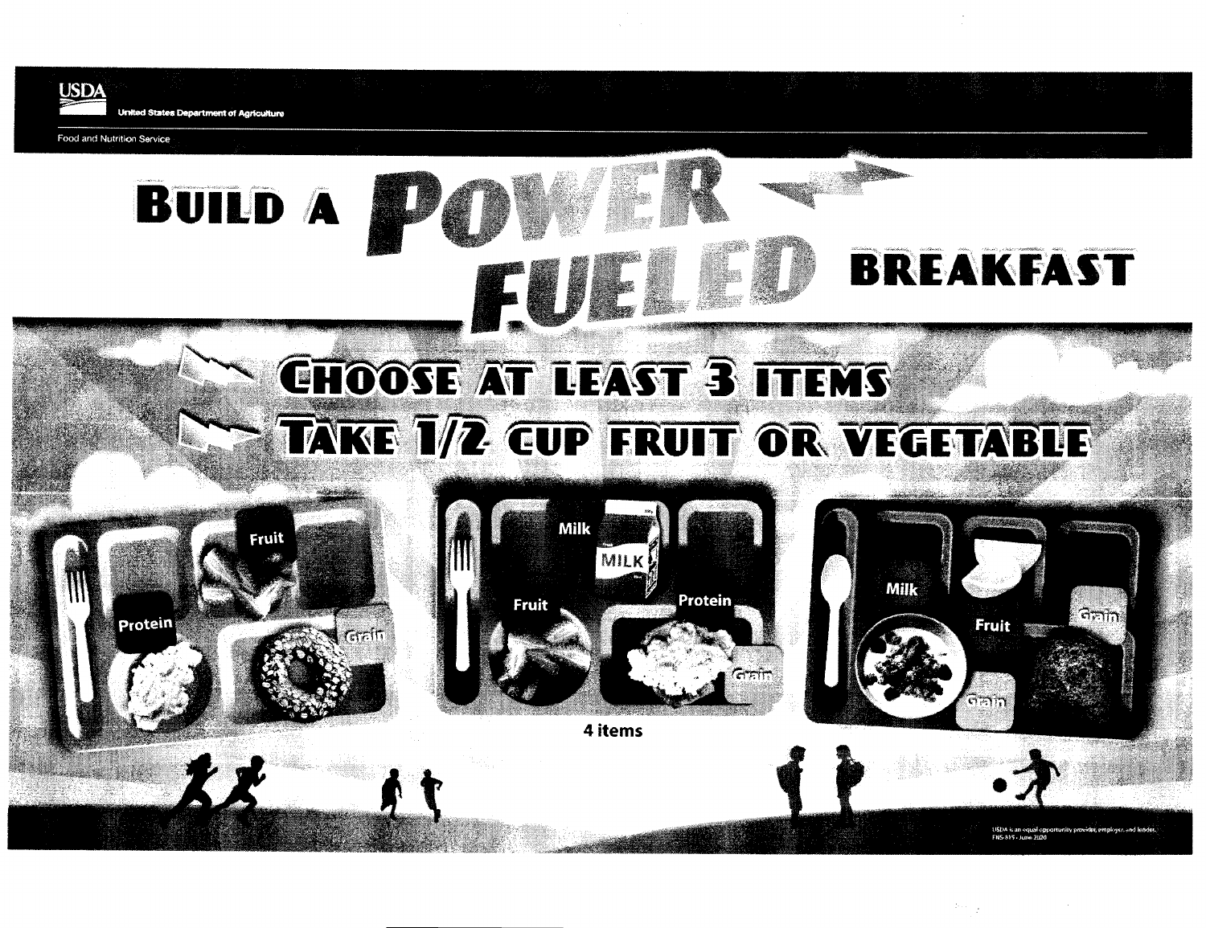USDA

United States Department of Agriculture

Food and Nutrition Service

# BUILD A POWER FUELED BREAKFAST

## CHOOSE AT LEAST 3 ITEMS

## TAKE 1/2 CUP FRUIT OR VEGETABLE

Fruit

Protein

Grain

Milk

MILK

Fruit

Protein

Grain

4 items

Milk

Fruit

Grain

Grain

USDA is an equal opportunity provider, employer, and lender.
FNS-819 · June 2020